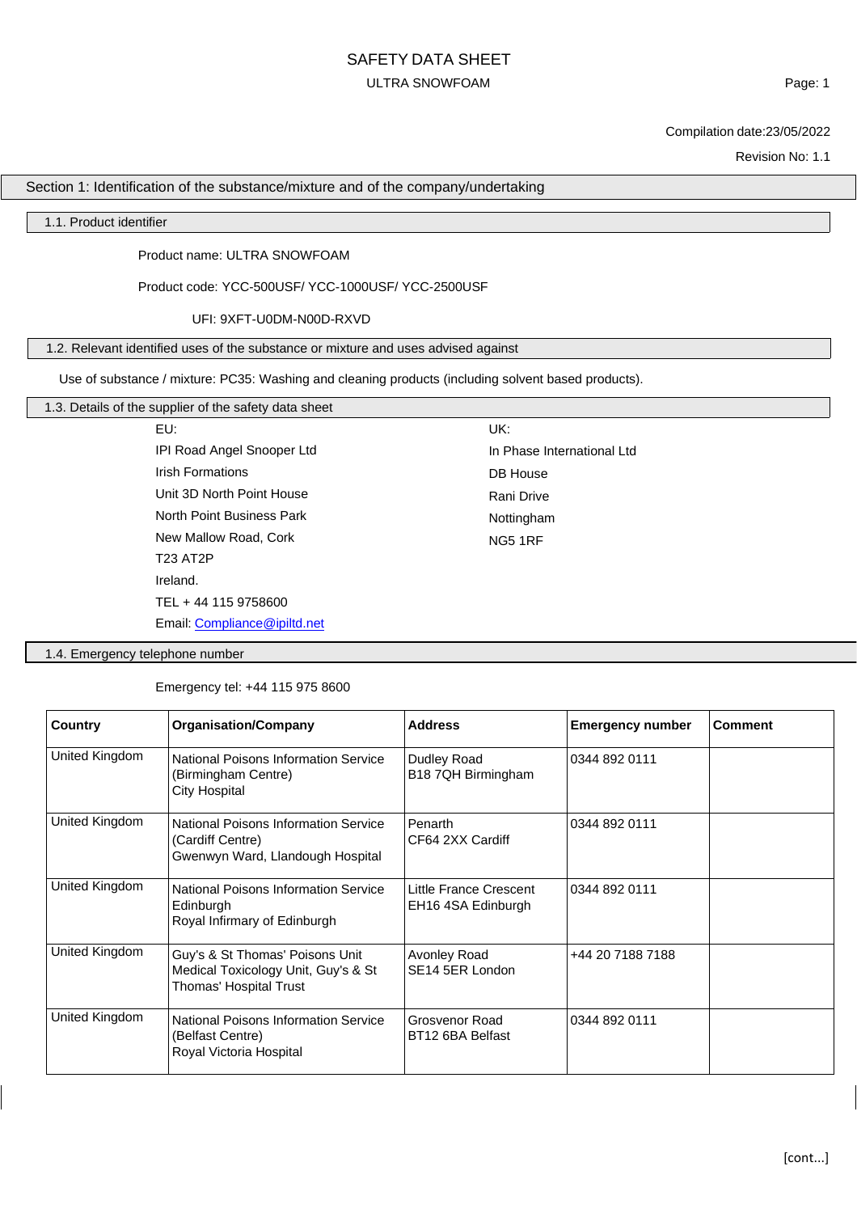# SAFETY DATA SHEET

## ULTRA SNOWFOAM

Compilation date:23/05/2022

Revision No: 1.1

## Section 1: Identification of the substance/mixture and of the company/undertaking

### 1.1. Product identifier

Product name: ULTRA SNOWFOAM

Product code: YCC-500USF/ YCC-1000USF/ YCC-2500USF

UFI: 9XFT-U0DM-N00D-RXVD

### 1.2. Relevant identified uses of the substance or mixture and uses advised against

Use of substance / mixture: PC35: Washing and cleaning products (including solvent based products).

### 1.3. Details of the supplier of the safety data sheet

EU:
IPI Road Angel Snooper Ltd
Irish Formations
Unit 3D North Point House
North Point Business Park
New Mallow Road, Cork
T23 AT2P
Ireland.
TEL + 44 115 9758600
Email: Compliance@ipiltd.net

UK:
In Phase International Ltd
DB House
Rani Drive
Nottingham
NG5 1RF

### 1.4. Emergency telephone number

Emergency tel: +44 115 975 8600

| Country | Organisation/Company | Address | Emergency number | Comment |
|---|---|---|---|---|
| United Kingdom | National Poisons Information Service (Birmingham Centre) City Hospital | Dudley Road B18 7QH Birmingham | 0344 892 0111 | |
| United Kingdom | National Poisons Information Service (Cardiff Centre) Gwenwyn Ward, Llandough Hospital | Penarth CF64 2XX Cardiff | 0344 892 0111 | |
| United Kingdom | National Poisons Information Service Edinburgh Royal Infirmary of Edinburgh | Little France Crescent EH16 4SA Edinburgh | 0344 892 0111 | |
| United Kingdom | Guy's & St Thomas' Poisons Unit Medical Toxicology Unit, Guy's & St Thomas' Hospital Trust | Avonley Road SE14 5ER London | +44 20 7188 7188 | |
| United Kingdom | National Poisons Information Service (Belfast Centre) Royal Victoria Hospital | Grosvenor Road BT12 6BA Belfast | 0344 892 0111 | |

[cont...]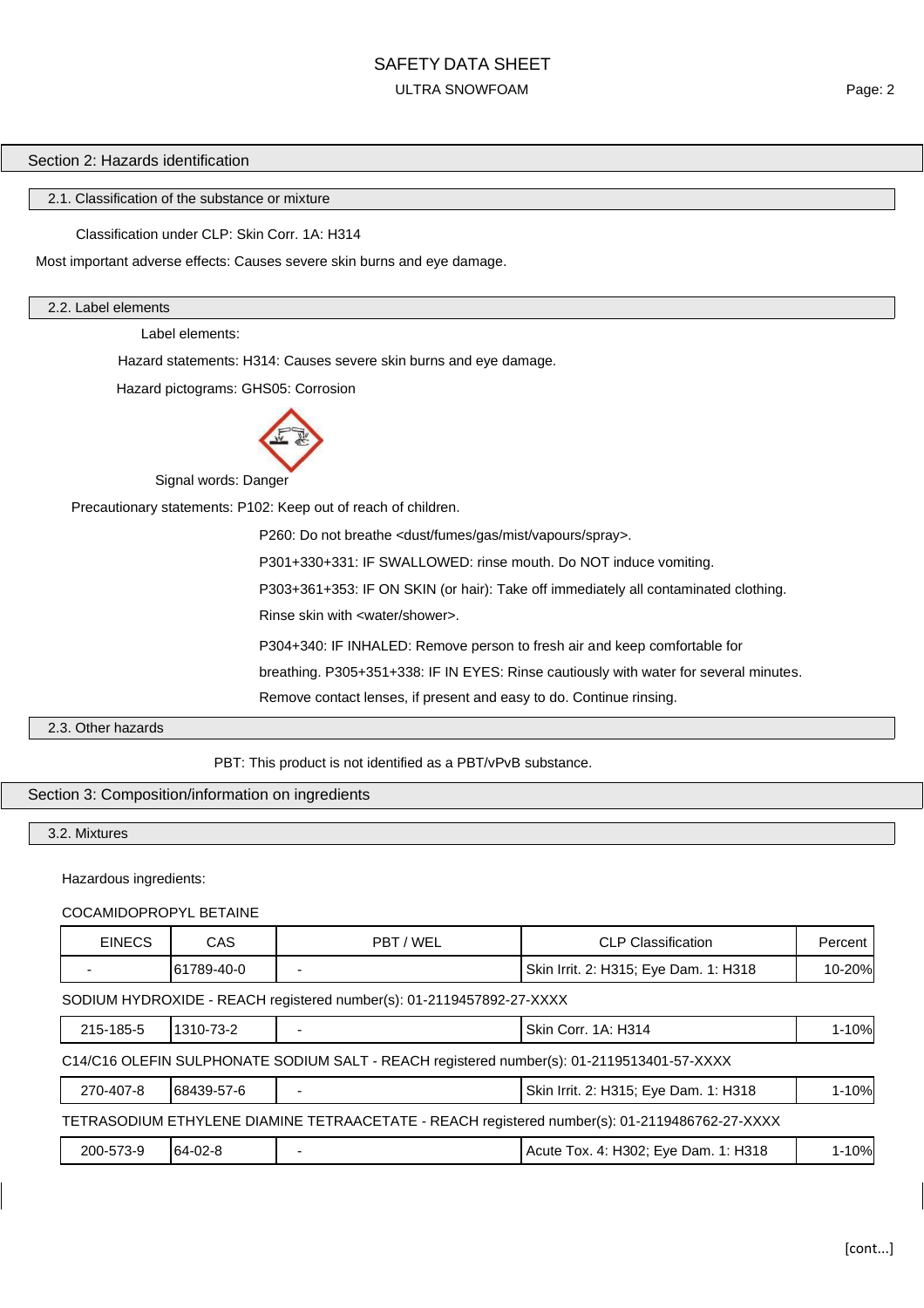## Section 2: Hazards identification

### 2.1. Classification of the substance or mixture

Classification under CLP: Skin Corr. 1A: H314

Most important adverse effects: Causes severe skin burns and eye damage.

### 2.2. Label elements

Label elements:

Hazard statements: H314: Causes severe skin burns and eye damage.

Hazard pictograms: GHS05: Corrosion

Signal words: Danger

Precautionary statements: P102: Keep out of reach of children.

P260: Do not breathe <dust/fumes/gas/mist/vapours/spray>.

P301+330+331: IF SWALLOWED: rinse mouth. Do NOT induce vomiting.

P303+361+353: IF ON SKIN (or hair): Take off immediately all contaminated clothing. Rinse skin with <water/shower>.

P304+340: IF INHALED: Remove person to fresh air and keep comfortable for breathing. P305+351+338: IF IN EYES: Rinse cautiously with water for several minutes. Remove contact lenses, if present and easy to do. Continue rinsing.

### 2.3. Other hazards

PBT: This product is not identified as a PBT/vPvB substance.

## Section 3: Composition/information on ingredients

### 3.2. Mixtures

Hazardous ingredients:

COCAMIDOPROPYL BETAINE

| EINECS | CAS | PBT / WEL | CLP Classification | Percent |
|---|---|---|---|---|
| - | 61789-40-0 | - | Skin Irrit. 2: H315; Eye Dam. 1: H318 | 10-20% |

SODIUM HYDROXIDE - REACH registered number(s): 01-2119457892-27-XXXX

| EINECS | CAS | PBT / WEL | CLP Classification | Percent |
|---|---|---|---|---|
| 215-185-5 | 1310-73-2 | - | Skin Corr. 1A: H314 | 1-10% |

C14/C16 OLEFIN SULPHONATE SODIUM SALT - REACH registered number(s): 01-2119513401-57-XXXX

| EINECS | CAS | PBT / WEL | CLP Classification | Percent |
|---|---|---|---|---|
| 270-407-8 | 68439-57-6 | - | Skin Irrit. 2: H315; Eye Dam. 1: H318 | 1-10% |

TETRASODIUM ETHYLENE DIAMINE TETRAACETATE - REACH registered number(s): 01-2119486762-27-XXXX

| EINECS | CAS | PBT / WEL | CLP Classification | Percent |
|---|---|---|---|---|
| 200-573-9 | 64-02-8 | - | Acute Tox. 4: H302; Eye Dam. 1: H318 | 1-10% |

[cont...]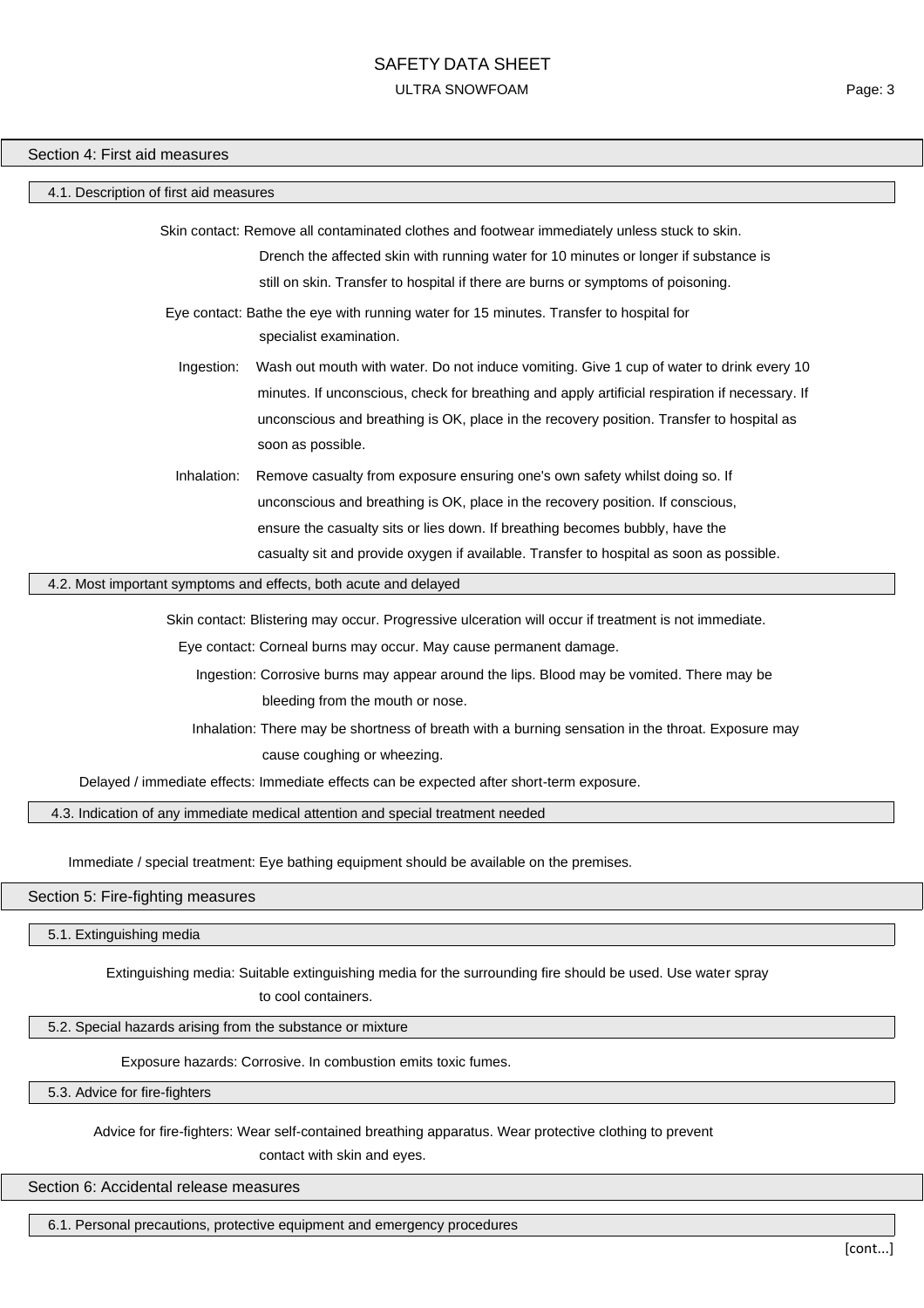## Section 4: First aid measures

### 4.1. Description of first aid measures

**Skin contact:** Remove all contaminated clothes and footwear immediately unless stuck to skin. Drench the affected skin with running water for 10 minutes or longer if substance is still on skin. Transfer to hospital if there are burns or symptoms of poisoning.

**Eye contact:** Bathe the eye with running water for 15 minutes. Transfer to hospital for specialist examination.

**Ingestion:** Wash out mouth with water. Do not induce vomiting. Give 1 cup of water to drink every 10 minutes. If unconscious, check for breathing and apply artificial respiration if necessary. If unconscious and breathing is OK, place in the recovery position. Transfer to hospital as soon as possible.

**Inhalation:** Remove casualty from exposure ensuring one's own safety whilst doing so. If unconscious and breathing is OK, place in the recovery position. If conscious, ensure the casualty sits or lies down. If breathing becomes bubbly, have the casualty sit and provide oxygen if available. Transfer to hospital as soon as possible.

### 4.2. Most important symptoms and effects, both acute and delayed

**Skin contact:** Blistering may occur. Progressive ulceration will occur if treatment is not immediate.

**Eye contact:** Corneal burns may occur. May cause permanent damage.

**Ingestion:** Corrosive burns may appear around the lips. Blood may be vomited. There may be bleeding from the mouth or nose.

**Inhalation:** There may be shortness of breath with a burning sensation in the throat. Exposure may cause coughing or wheezing.

**Delayed / immediate effects:** Immediate effects can be expected after short-term exposure.

### 4.3. Indication of any immediate medical attention and special treatment needed

**Immediate / special treatment:** Eye bathing equipment should be available on the premises.

## Section 5: Fire-fighting measures

### 5.1. Extinguishing media

**Extinguishing media:** Suitable extinguishing media for the surrounding fire should be used. Use water spray to cool containers.

### 5.2. Special hazards arising from the substance or mixture

**Exposure hazards:** Corrosive. In combustion emits toxic fumes.

### 5.3. Advice for fire-fighters

**Advice for fire-fighters:** Wear self-contained breathing apparatus. Wear protective clothing to prevent contact with skin and eyes.

## Section 6: Accidental release measures

### 6.1. Personal precautions, protective equipment and emergency procedures

[cont...]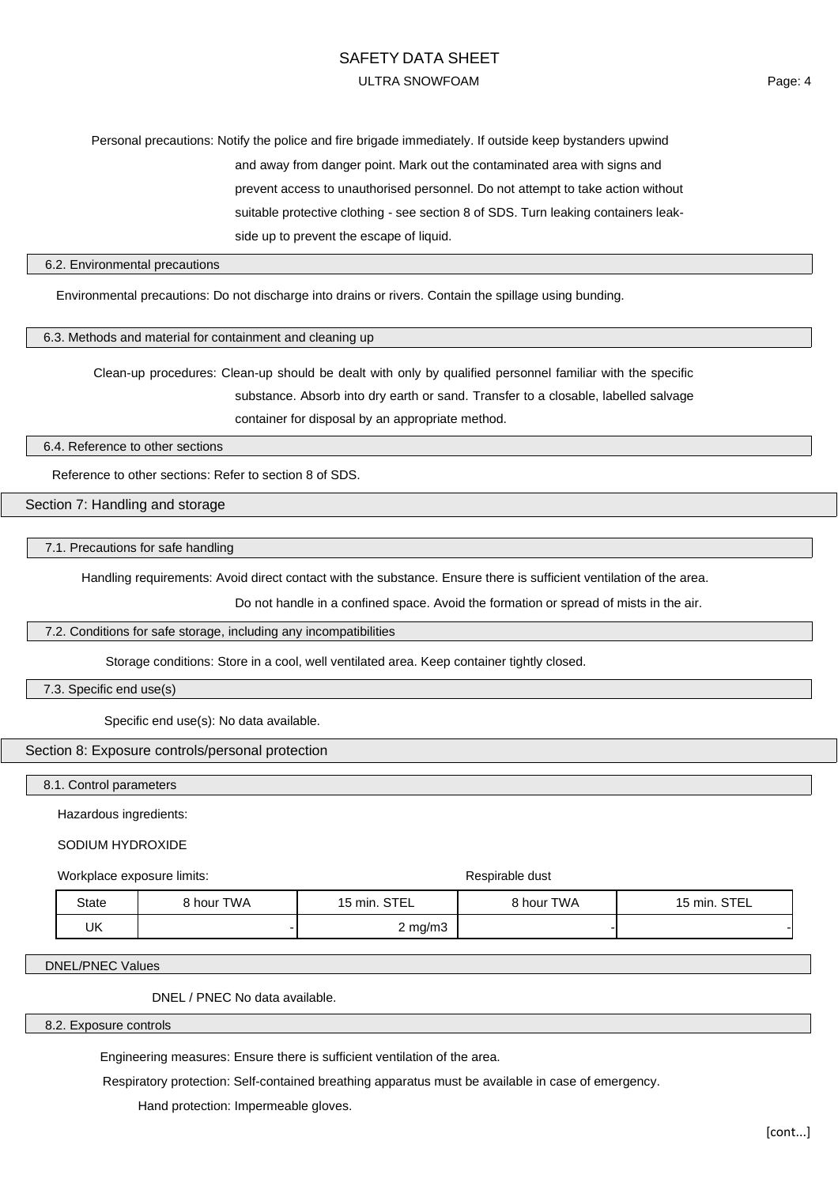Personal precautions: Notify the police and fire brigade immediately. If outside keep bystanders upwind and away from danger point. Mark out the contaminated area with signs and prevent access to unauthorised personnel. Do not attempt to take action without suitable protective clothing - see section 8 of SDS. Turn leaking containers leak-side up to prevent the escape of liquid.

### 6.2. Environmental precautions

Environmental precautions: Do not discharge into drains or rivers. Contain the spillage using bunding.

### 6.3. Methods and material for containment and cleaning up

Clean-up procedures: Clean-up should be dealt with only by qualified personnel familiar with the specific substance. Absorb into dry earth or sand. Transfer to a closable, labelled salvage container for disposal by an appropriate method.

### 6.4. Reference to other sections

Reference to other sections: Refer to section 8 of SDS.

## Section 7: Handling and storage

### 7.1. Precautions for safe handling

Handling requirements: Avoid direct contact with the substance. Ensure there is sufficient ventilation of the area. Do not handle in a confined space. Avoid the formation or spread of mists in the air.

### 7.2. Conditions for safe storage, including any incompatibilities

Storage conditions: Store in a cool, well ventilated area. Keep container tightly closed.

### 7.3. Specific end use(s)

Specific end use(s): No data available.

## Section 8: Exposure controls/personal protection

### 8.1. Control parameters

Hazardous ingredients:

SODIUM HYDROXIDE

Workplace exposure limits:

| | Workplace exposure limits | | Respirable dust | |
|---|---|---|---|---|
| State | 8 hour TWA | 15 min. STEL | 8 hour TWA | 15 min. STEL |
| UK | - | 2 mg/m3 | - | - |

### DNEL/PNEC Values

DNEL / PNEC No data available.

### 8.2. Exposure controls

Engineering measures: Ensure there is sufficient ventilation of the area.

Respiratory protection: Self-contained breathing apparatus must be available in case of emergency.

Hand protection: Impermeable gloves.

[cont...]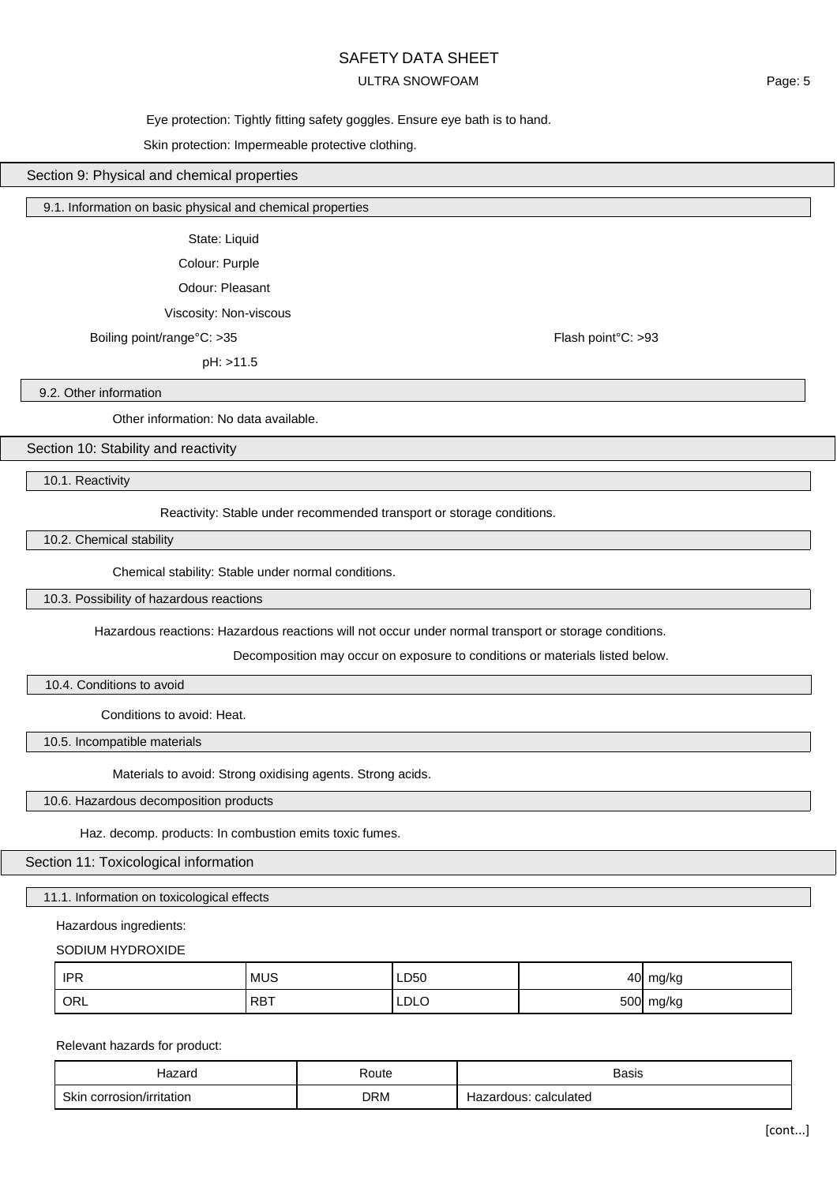Eye protection: Tightly fitting safety goggles. Ensure eye bath is to hand.

Skin protection: Impermeable protective clothing.

## Section 9: Physical and chemical properties

### 9.1. Information on basic physical and chemical properties

State: Liquid

Colour: Purple

Odour: Pleasant

Viscosity: Non-viscous

Boiling point/range°C: >35

Flash point°C: >93

pH: >11.5

### 9.2. Other information

Other information: No data available.

## Section 10: Stability and reactivity

### 10.1. Reactivity

Reactivity: Stable under recommended transport or storage conditions.

### 10.2. Chemical stability

Chemical stability: Stable under normal conditions.

### 10.3. Possibility of hazardous reactions

Hazardous reactions: Hazardous reactions will not occur under normal transport or storage conditions.

Decomposition may occur on exposure to conditions or materials listed below.

### 10.4. Conditions to avoid

Conditions to avoid: Heat.

### 10.5. Incompatible materials

Materials to avoid: Strong oxidising agents. Strong acids.

### 10.6. Hazardous decomposition products

Haz. decomp. products: In combustion emits toxic fumes.

## Section 11: Toxicological information

### 11.1. Information on toxicological effects

Hazardous ingredients:

SODIUM HYDROXIDE

| | | | | |
|---|---|---|---|---|
| IPR | MUS | LD50 | 40 | mg/kg |
| ORL | RBT | LDLO | 500 | mg/kg |

Relevant hazards for product:

| Hazard | Route | Basis |
|---|---|---|
| Skin corrosion/irritation | DRM | Hazardous: calculated |

[cont...]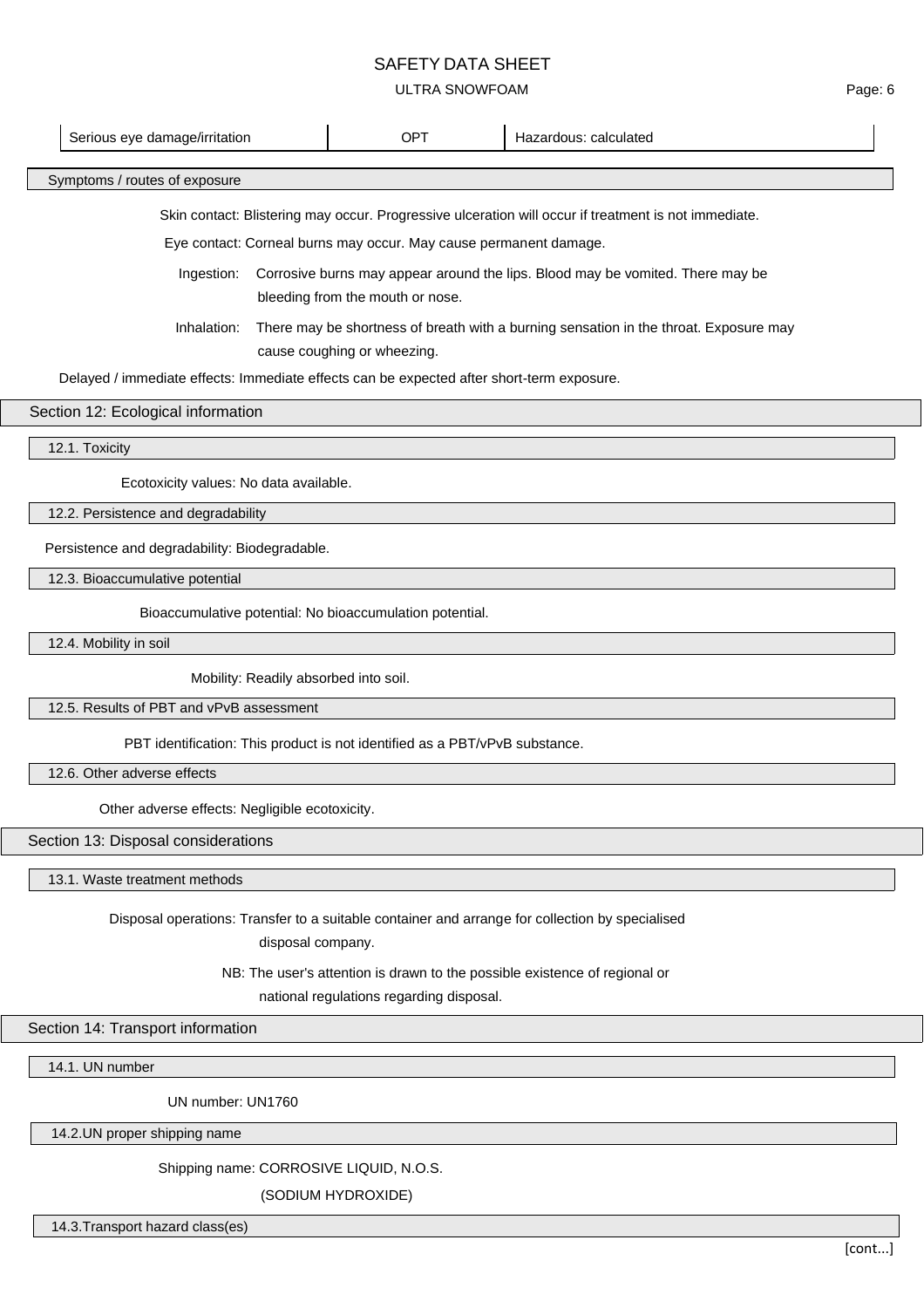| Serious eye damage/irritation | OPT | Hazardous: calculated |
|---|---|---|

### Symptoms / routes of exposure

Skin contact: Blistering may occur. Progressive ulceration will occur if treatment is not immediate.

Eye contact: Corneal burns may occur. May cause permanent damage.

Ingestion: Corrosive burns may appear around the lips. Blood may be vomited. There may be bleeding from the mouth or nose.

Inhalation: There may be shortness of breath with a burning sensation in the throat. Exposure may cause coughing or wheezing.

Delayed / immediate effects: Immediate effects can be expected after short-term exposure.

## Section 12: Ecological information

### 12.1. Toxicity

Ecotoxicity values: No data available.

### 12.2. Persistence and degradability

Persistence and degradability: Biodegradable.

### 12.3. Bioaccumulative potential

Bioaccumulative potential: No bioaccumulation potential.

### 12.4. Mobility in soil

Mobility: Readily absorbed into soil.

### 12.5. Results of PBT and vPvB assessment

PBT identification: This product is not identified as a PBT/vPvB substance.

### 12.6. Other adverse effects

Other adverse effects: Negligible ecotoxicity.

## Section 13: Disposal considerations

### 13.1. Waste treatment methods

Disposal operations: Transfer to a suitable container and arrange for collection by specialised disposal company.

NB: The user's attention is drawn to the possible existence of regional or national regulations regarding disposal.

## Section 14: Transport information

### 14.1. UN number

UN number: UN1760

### 14.2.UN proper shipping name

Shipping name: CORROSIVE LIQUID, N.O.S.

(SODIUM HYDROXIDE)

### 14.3.Transport hazard class(es)

[cont...]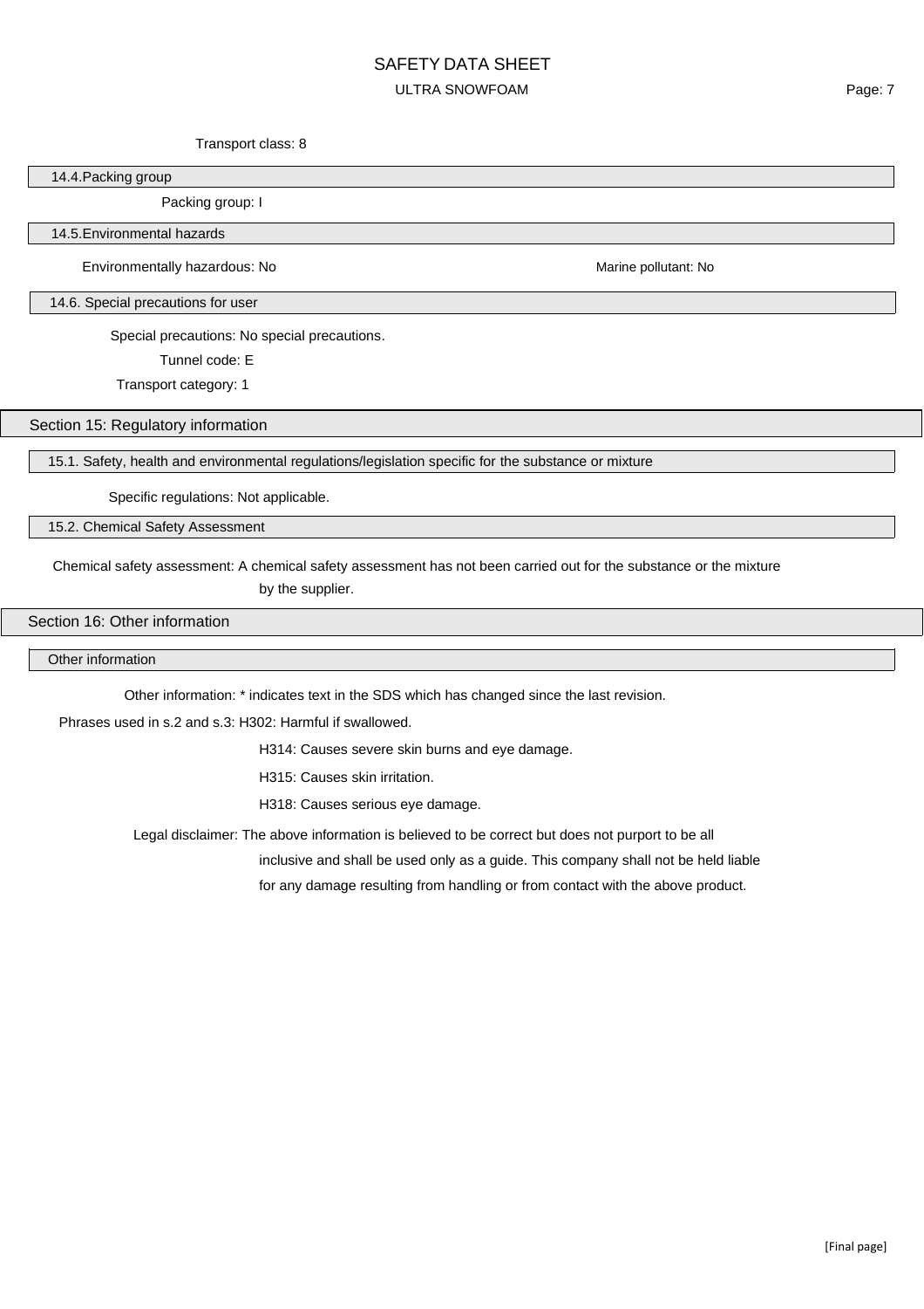Transport class: 8

### 14.4. Packing group

Packing group: I

### 14.5. Environmental hazards

Environmentally hazardous: No

Marine pollutant: No

### 14.6. Special precautions for user

Special precautions: No special precautions.

Tunnel code: E

Transport category: 1

## Section 15: Regulatory information

### 15.1. Safety, health and environmental regulations/legislation specific for the substance or mixture

Specific regulations: Not applicable.

### 15.2. Chemical Safety Assessment

Chemical safety assessment: A chemical safety assessment has not been carried out for the substance or the mixture by the supplier.

## Section 16: Other information

### Other information

Other information: * indicates text in the SDS which has changed since the last revision.

Phrases used in s.2 and s.3: H302: Harmful if swallowed.

H314: Causes severe skin burns and eye damage.

H315: Causes skin irritation.

H318: Causes serious eye damage.

Legal disclaimer: The above information is believed to be correct but does not purport to be all inclusive and shall be used only as a guide. This company shall not be held liable for any damage resulting from handling or from contact with the above product.

[Final page]